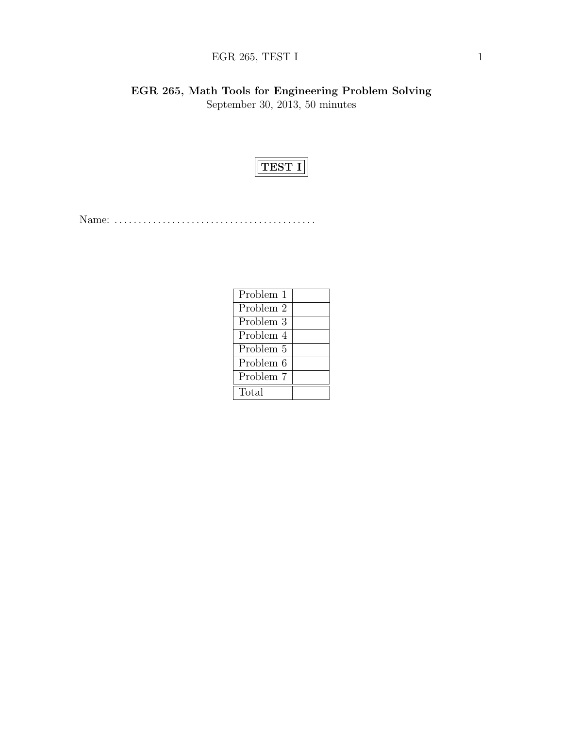# EGR 265, Math Tools for Engineering Problem Solving

September 30, 2013, 50 minutes

## TEST I

Name: ..........................................

| Problem 1 | |
|---|---|
| Problem 2 | |
| Problem 3 | |
| Problem 4 | |
| Problem 5 | |
| Problem 6 | |
| Problem 7 | |
| Total | |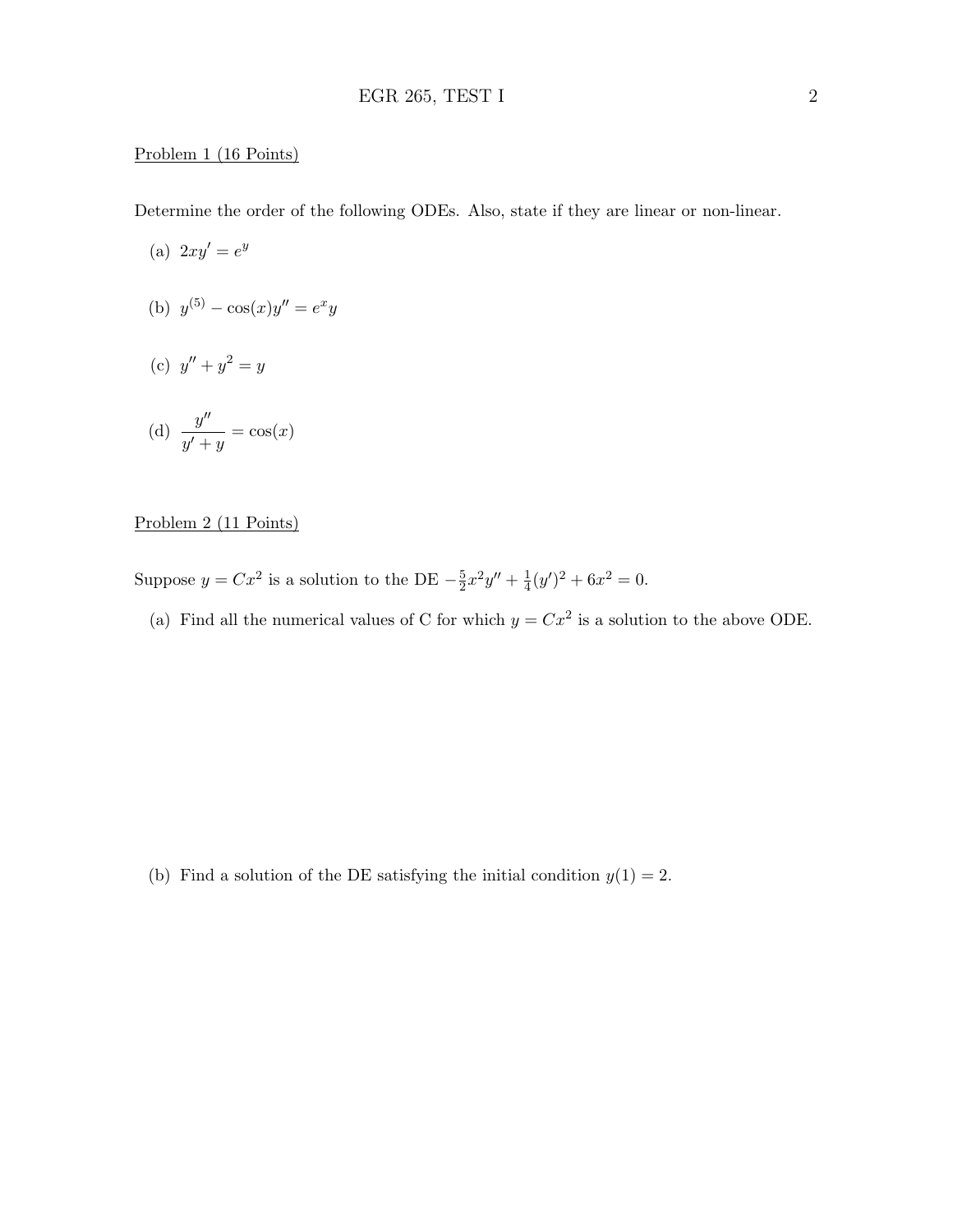Problem 1 (16 Points)

Determine the order of the following ODEs. Also, state if they are linear or non-linear.

(a) $2xy' = e^y$

(b) $y^{(5)} - \cos(x)y'' = e^x y$

(c) $y'' + y^2 = y$

(d) $\dfrac{y''}{y' + y} = \cos(x)$

Problem 2 (11 Points)

Suppose $y = Cx^2$ is a solution to the DE $-\frac{5}{2}x^2y'' + \frac{1}{4}(y')^2 + 6x^2 = 0$.

(a) Find all the numerical values of C for which $y = Cx^2$ is a solution to the above ODE.

(b) Find a solution of the DE satisfying the initial condition $y(1) = 2$.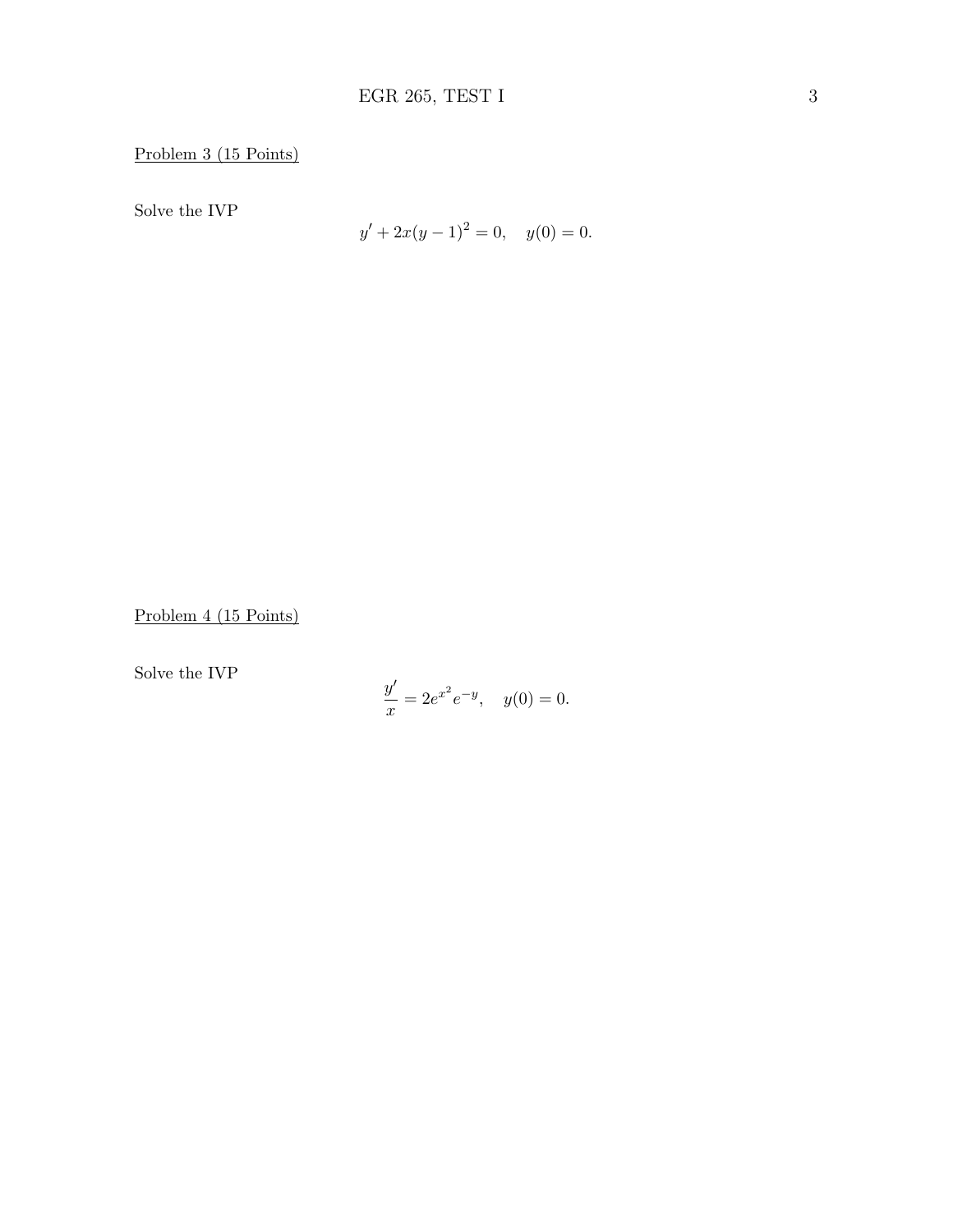<u>Problem 3 (15 Points)</u>

Solve the IVP

$$y' + 2x(y-1)^2 = 0, \quad y(0) = 0.$$

<u>Problem 4 (15 Points)</u>

Solve the IVP

$$\frac{y'}{x} = 2e^{x^2}e^{-y}, \quad y(0) = 0.$$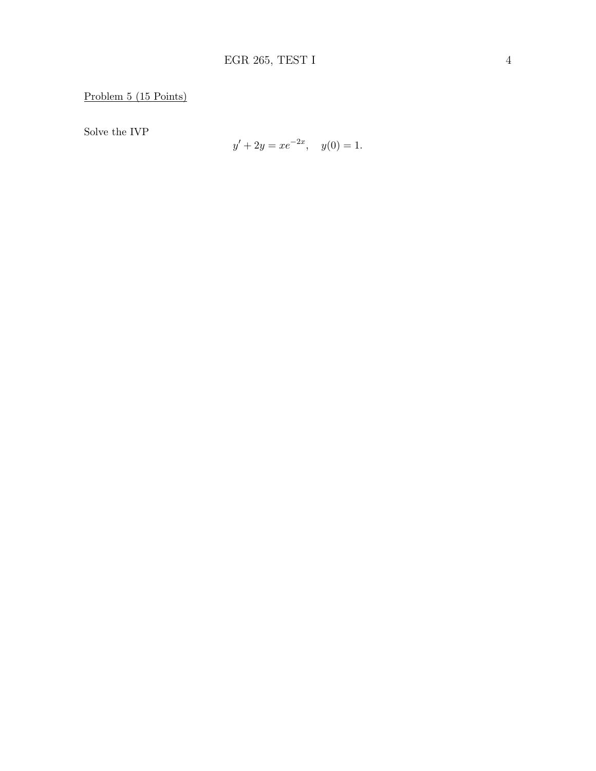Problem 5 (15 Points)

Solve the IVP

$$y' + 2y = xe^{-2x}, \quad y(0) = 1.$$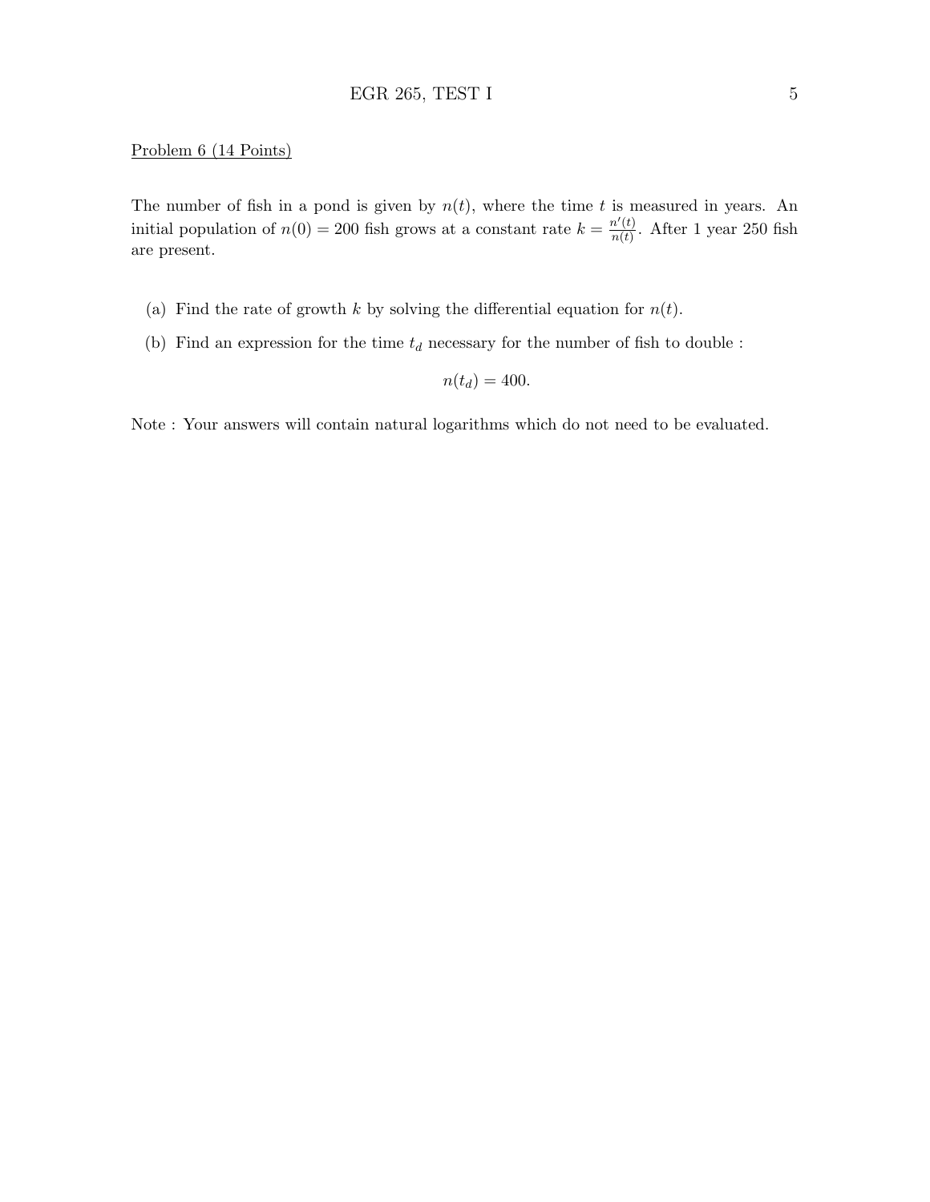Problem 6 (14 Points)

The number of fish in a pond is given by $n(t)$, where the time $t$ is measured in years. An initial population of $n(0) = 200$ fish grows at a constant rate $k = \frac{n'(t)}{n(t)}$. After 1 year 250 fish are present.

(a) Find the rate of growth $k$ by solving the differential equation for $n(t)$.

(b) Find an expression for the time $t_d$ necessary for the number of fish to double :

$$n(t_d) = 400.$$

Note : Your answers will contain natural logarithms which do not need to be evaluated.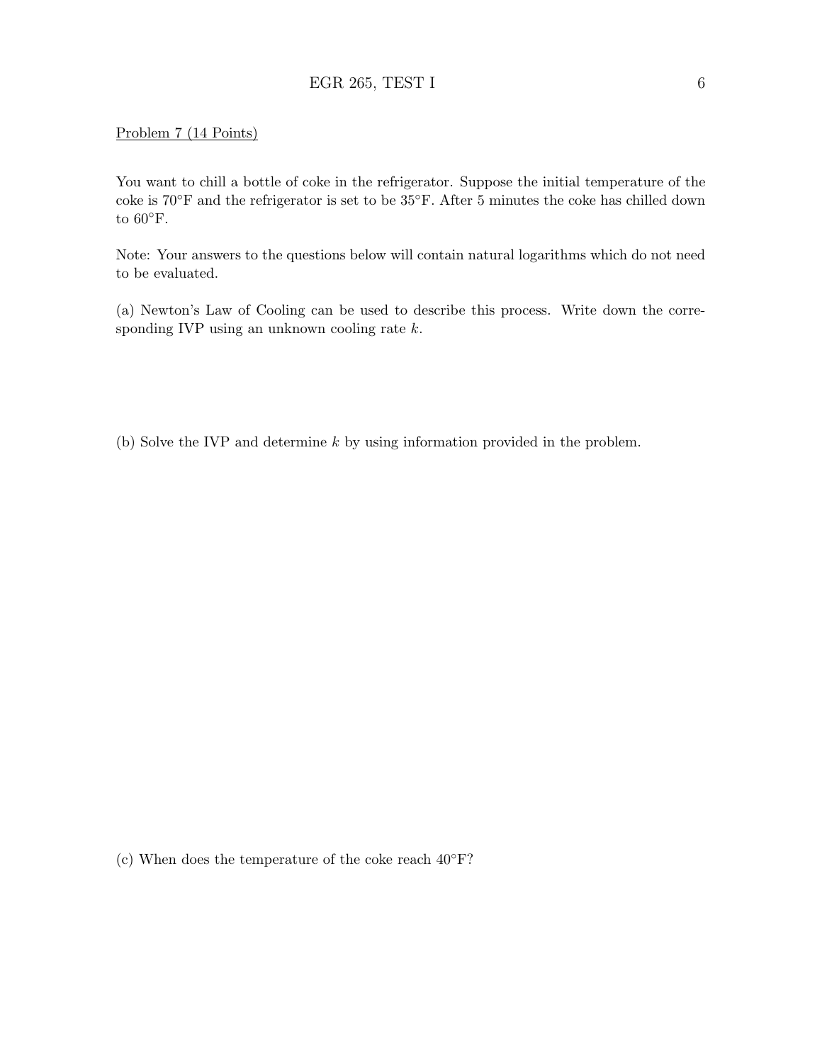Problem 7 (14 Points)

You want to chill a bottle of coke in the refrigerator. Suppose the initial temperature of the coke is 70°F and the refrigerator is set to be 35°F. After 5 minutes the coke has chilled down to 60°F.

Note: Your answers to the questions below will contain natural logarithms which do not need to be evaluated.

(a) Newton's Law of Cooling can be used to describe this process. Write down the corresponding IVP using an unknown cooling rate $k$.

(b) Solve the IVP and determine $k$ by using information provided in the problem.

(c) When does the temperature of the coke reach 40°F?